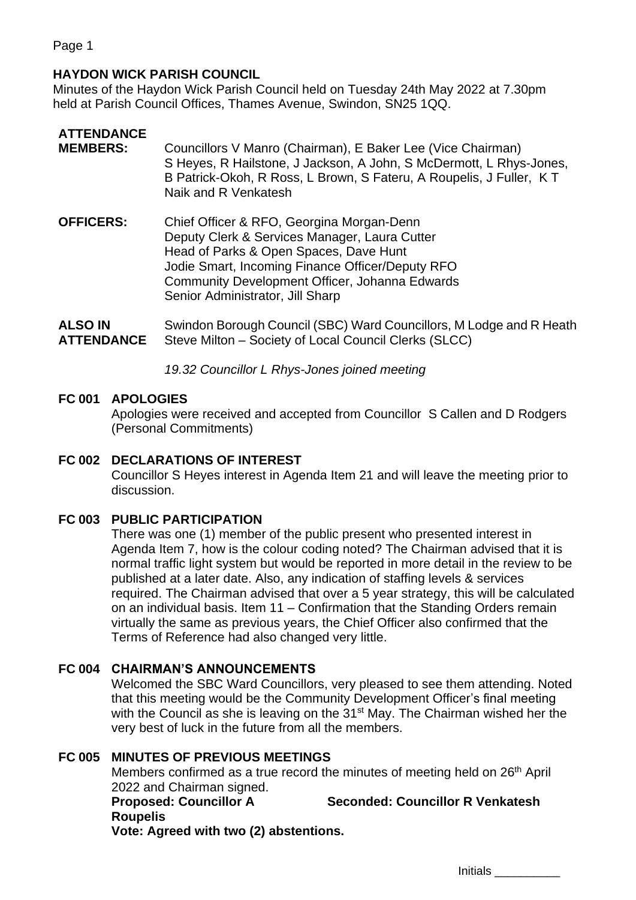## HAYDON WICK PARISH COUNCIL

Minutes of the Haydon Wick Parish Council held on Tuesday 24th May 2022 at 7.30pm held at Parish Council Offices, Thames Avenue, Swindon, SN25 1QQ.

**ATTENDANCE**

**MEMBERS:** Councillors V Manro (Chairman), E Baker Lee (Vice Chairman) S Heyes, R Hailstone, J Jackson, A John, S McDermott, L Rhys-Jones, B Patrick-Okoh, R Ross, L Brown, S Fateru, A Roupelis, J Fuller, K T Naik and R Venkatesh

**OFFICERS:** Chief Officer & RFO, Georgina Morgan-Denn
Deputy Clerk & Services Manager, Laura Cutter
Head of Parks & Open Spaces, Dave Hunt
Jodie Smart, Incoming Finance Officer/Deputy RFO
Community Development Officer, Johanna Edwards
Senior Administrator, Jill Sharp

**ALSO IN ATTENDANCE** Swindon Borough Council (SBC) Ward Councillors, M Lodge and R Heath
Steve Milton – Society of Local Council Clerks (SLCC)

*19.32 Councillor L Rhys-Jones joined meeting*

### FC 001 APOLOGIES

Apologies were received and accepted from Councillor S Callen and D Rodgers (Personal Commitments)

### FC 002 DECLARATIONS OF INTEREST

Councillor S Heyes interest in Agenda Item 21 and will leave the meeting prior to discussion.

### FC 003 PUBLIC PARTICIPATION

There was one (1) member of the public present who presented interest in Agenda Item 7, how is the colour coding noted? The Chairman advised that it is normal traffic light system but would be reported in more detail in the review to be published at a later date. Also, any indication of staffing levels & services required. The Chairman advised that over a 5 year strategy, this will be calculated on an individual basis. Item 11 – Confirmation that the Standing Orders remain virtually the same as previous years, the Chief Officer also confirmed that the Terms of Reference had also changed very little.

### FC 004 CHAIRMAN'S ANNOUNCEMENTS

Welcomed the SBC Ward Councillors, very pleased to see them attending. Noted that this meeting would be the Community Development Officer's final meeting with the Council as she is leaving on the 31st May. The Chairman wished her the very best of luck in the future from all the members.

### FC 005 MINUTES OF PREVIOUS MEETINGS

Members confirmed as a true record the minutes of meeting held on 26th April 2022 and Chairman signed.

**Proposed: Councillor A Roupelis** **Seconded: Councillor R Venkatesh**

**Vote: Agreed with two (2) abstentions.**

Initials __________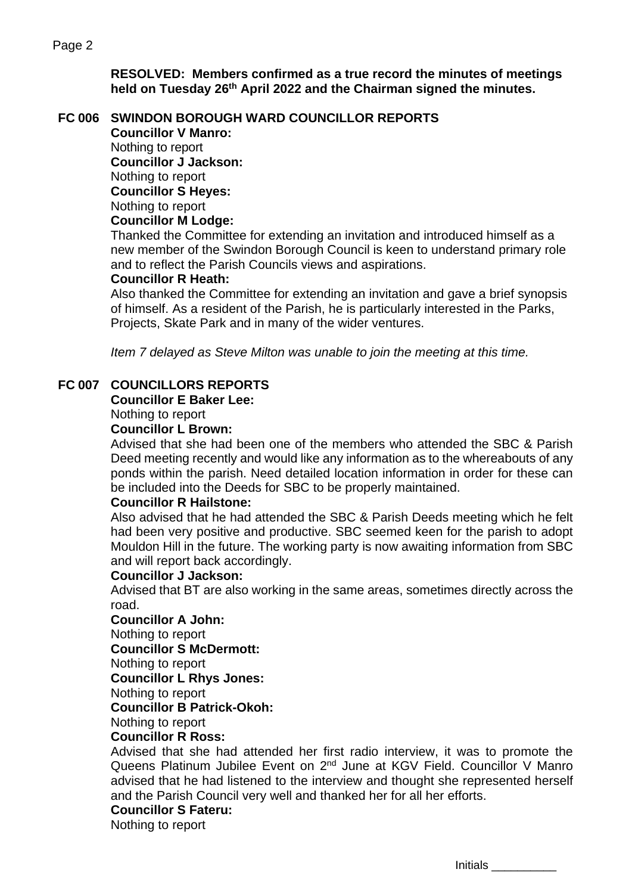**RESOLVED: Members confirmed as a true record the minutes of meetings held on Tuesday 26th April 2022 and the Chairman signed the minutes.**

## FC 006 SWINDON BOROUGH WARD COUNCILLOR REPORTS

**Councillor V Manro:**
Nothing to report
**Councillor J Jackson:**
Nothing to report
**Councillor S Heyes:**
Nothing to report
**Councillor M Lodge:**
Thanked the Committee for extending an invitation and introduced himself as a new member of the Swindon Borough Council is keen to understand primary role and to reflect the Parish Councils views and aspirations.
**Councillor R Heath:**
Also thanked the Committee for extending an invitation and gave a brief synopsis of himself. As a resident of the Parish, he is particularly interested in the Parks, Projects, Skate Park and in many of the wider ventures.

*Item 7 delayed as Steve Milton was unable to join the meeting at this time.*

## FC 007 COUNCILLORS REPORTS

**Councillor E Baker Lee:**
Nothing to report
**Councillor L Brown:**
Advised that she had been one of the members who attended the SBC & Parish Deed meeting recently and would like any information as to the whereabouts of any ponds within the parish. Need detailed location information in order for these can be included into the Deeds for SBC to be properly maintained.
**Councillor R Hailstone:**
Also advised that he had attended the SBC & Parish Deeds meeting which he felt had been very positive and productive. SBC seemed keen for the parish to adopt Mouldon Hill in the future. The working party is now awaiting information from SBC and will report back accordingly.
**Councillor J Jackson:**
Advised that BT are also working in the same areas, sometimes directly across the road.
**Councillor A John:**
Nothing to report
**Councillor S McDermott:**
Nothing to report
**Councillor L Rhys Jones:**
Nothing to report
**Councillor B Patrick-Okoh:**
Nothing to report
**Councillor R Ross:**
Advised that she had attended her first radio interview, it was to promote the Queens Platinum Jubilee Event on 2nd June at KGV Field. Councillor V Manro advised that he had listened to the interview and thought she represented herself and the Parish Council very well and thanked her for all her efforts.
**Councillor S Fateru:**
Nothing to report

Initials __________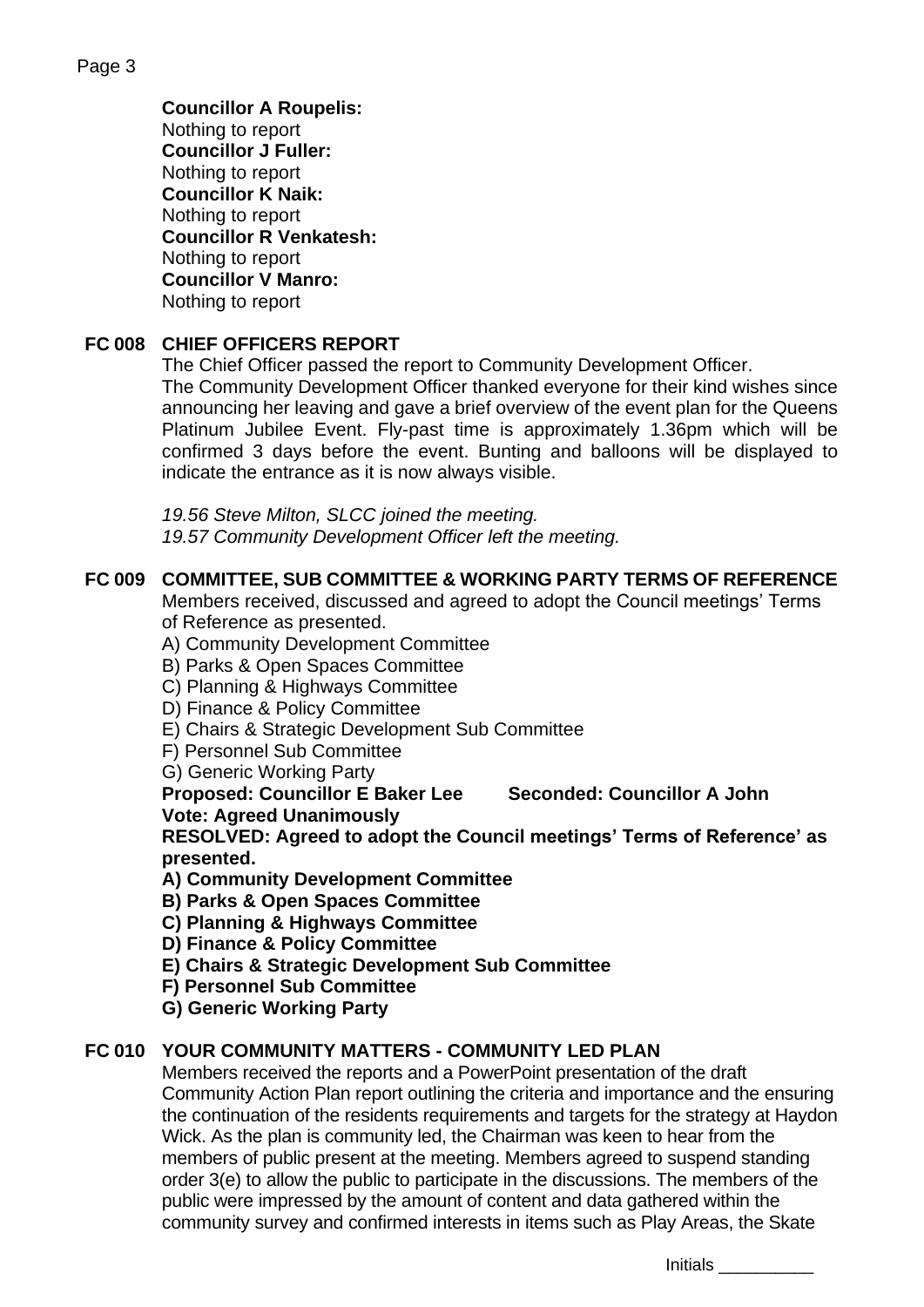**Councillor A Roupelis:**
Nothing to report
**Councillor J Fuller:**
Nothing to report
**Councillor K Naik:**
Nothing to report
**Councillor R Venkatesh:**
Nothing to report
**Councillor V Manro:**
Nothing to report

## FC 008 CHIEF OFFICERS REPORT

The Chief Officer passed the report to Community Development Officer.
The Community Development Officer thanked everyone for their kind wishes since announcing her leaving and gave a brief overview of the event plan for the Queens Platinum Jubilee Event. Fly-past time is approximately 1.36pm which will be confirmed 3 days before the event. Bunting and balloons will be displayed to indicate the entrance as it is now always visible.

*19.56 Steve Milton, SLCC joined the meeting.*
*19.57 Community Development Officer left the meeting.*

## FC 009 COMMITTEE, SUB COMMITTEE & WORKING PARTY TERMS OF REFERENCE

Members received, discussed and agreed to adopt the Council meetings' Terms of Reference as presented.

A) Community Development Committee
B) Parks & Open Spaces Committee
C) Planning & Highways Committee
D) Finance & Policy Committee
E) Chairs & Strategic Development Sub Committee
F) Personnel Sub Committee
G) Generic Working Party

**Proposed: Councillor E Baker Lee Seconded: Councillor A John**
**Vote: Agreed Unanimously**
**RESOLVED: Agreed to adopt the Council meetings' Terms of Reference' as presented.**

**A) Community Development Committee**
**B) Parks & Open Spaces Committee**
**C) Planning & Highways Committee**
**D) Finance & Policy Committee**
**E) Chairs & Strategic Development Sub Committee**
**F) Personnel Sub Committee**
**G) Generic Working Party**

## FC 010 YOUR COMMUNITY MATTERS - COMMUNITY LED PLAN

Members received the reports and a PowerPoint presentation of the draft Community Action Plan report outlining the criteria and importance and the ensuring the continuation of the residents requirements and targets for the strategy at Haydon Wick. As the plan is community led, the Chairman was keen to hear from the members of public present at the meeting. Members agreed to suspend standing order 3(e) to allow the public to participate in the discussions. The members of the public were impressed by the amount of content and data gathered within the community survey and confirmed interests in items such as Play Areas, the Skate

Initials __________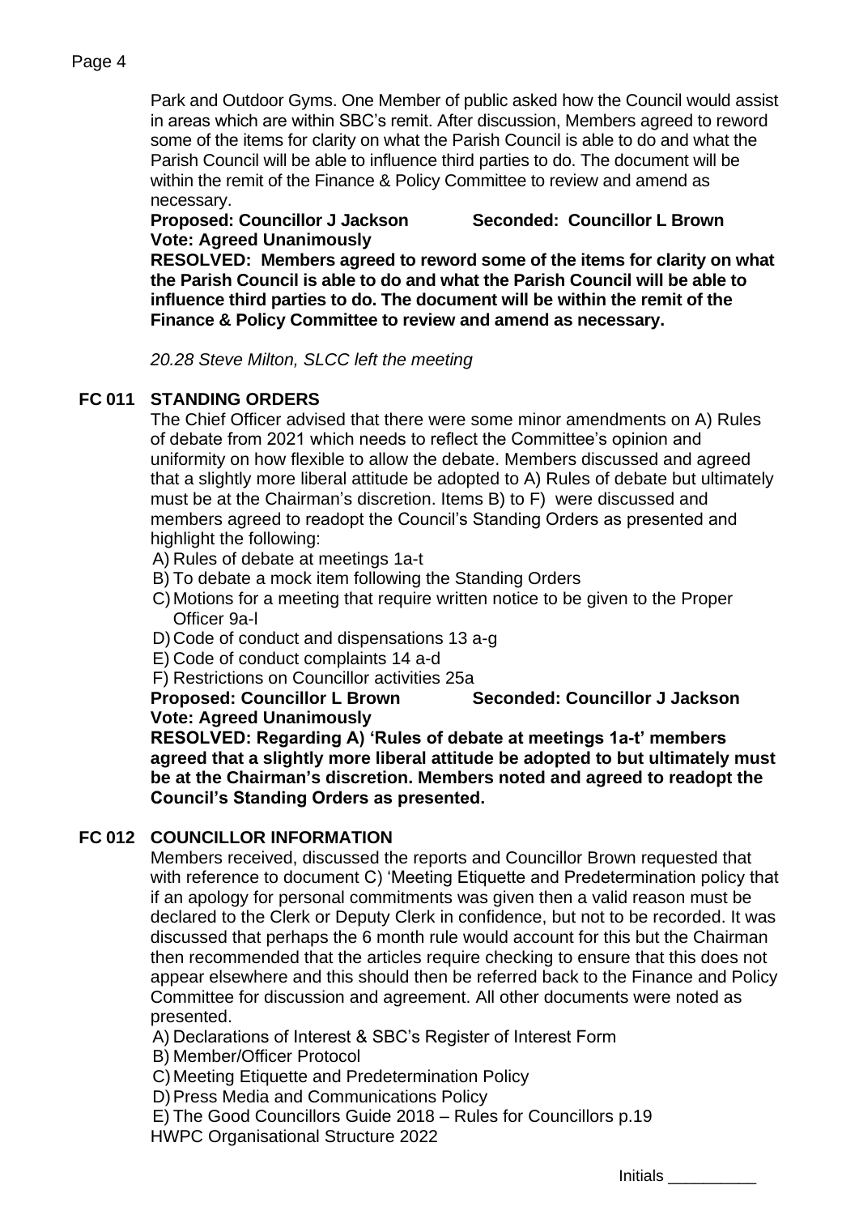Park and Outdoor Gyms. One Member of public asked how the Council would assist in areas which are within SBC's remit. After discussion, Members agreed to reword some of the items for clarity on what the Parish Council is able to do and what the Parish Council will be able to influence third parties to do. The document will be within the remit of the Finance & Policy Committee to review and amend as necessary.

**Proposed: Councillor J Jackson   Seconded: Councillor L Brown**
**Vote: Agreed Unanimously**

**RESOLVED: Members agreed to reword some of the items for clarity on what the Parish Council is able to do and what the Parish Council will be able to influence third parties to do. The document will be within the remit of the Finance & Policy Committee to review and amend as necessary.**

*20.28 Steve Milton, SLCC left the meeting*

## FC 011 STANDING ORDERS

The Chief Officer advised that there were some minor amendments on A) Rules of debate from 2021 which needs to reflect the Committee's opinion and uniformity on how flexible to allow the debate. Members discussed and agreed that a slightly more liberal attitude be adopted to A) Rules of debate but ultimately must be at the Chairman's discretion. Items B) to F) were discussed and members agreed to readopt the Council's Standing Orders as presented and highlight the following:

A) Rules of debate at meetings 1a-t
B) To debate a mock item following the Standing Orders
C) Motions for a meeting that require written notice to be given to the Proper Officer 9a-l
D) Code of conduct and dispensations 13 a-g
E) Code of conduct complaints 14 a-d
F) Restrictions on Councillor activities 25a

**Proposed: Councillor L Brown   Seconded: Councillor J Jackson**
**Vote: Agreed Unanimously**

**RESOLVED: Regarding A) 'Rules of debate at meetings 1a-t' members agreed that a slightly more liberal attitude be adopted to but ultimately must be at the Chairman's discretion. Members noted and agreed to readopt the Council's Standing Orders as presented.**

## FC 012 COUNCILLOR INFORMATION

Members received, discussed the reports and Councillor Brown requested that with reference to document C) 'Meeting Etiquette and Predetermination policy that if an apology for personal commitments was given then a valid reason must be declared to the Clerk or Deputy Clerk in confidence, but not to be recorded. It was discussed that perhaps the 6 month rule would account for this but the Chairman then recommended that the articles require checking to ensure that this does not appear elsewhere and this should then be referred back to the Finance and Policy Committee for discussion and agreement. All other documents were noted as presented.

A) Declarations of Interest & SBC's Register of Interest Form
B) Member/Officer Protocol
C) Meeting Etiquette and Predetermination Policy
D) Press Media and Communications Policy
E) The Good Councillors Guide 2018 – Rules for Councillors p.19

HWPC Organisational Structure 2022

Initials __________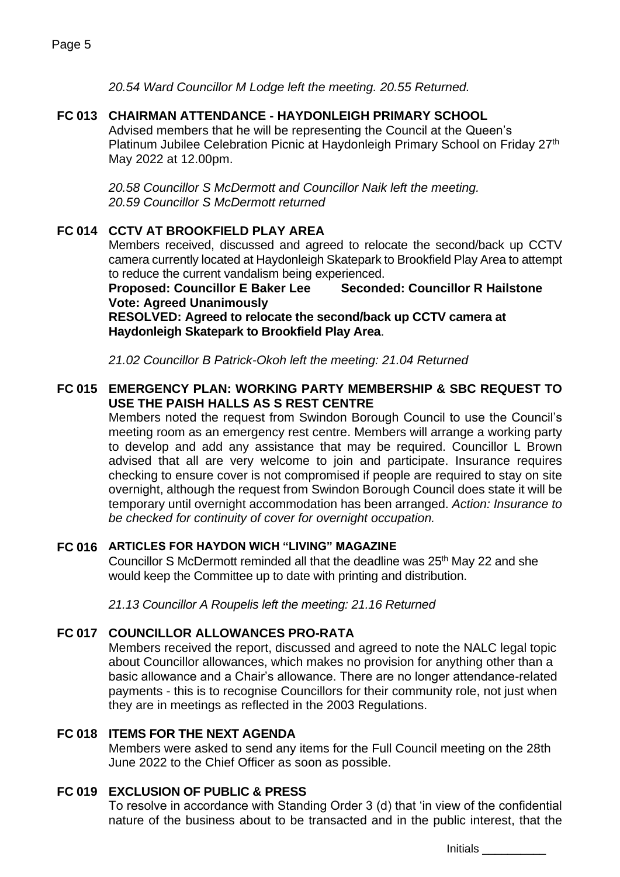*20.54 Ward Councillor M Lodge left the meeting. 20.55 Returned.*

**FC 013 CHAIRMAN ATTENDANCE - HAYDONLEIGH PRIMARY SCHOOL**

Advised members that he will be representing the Council at the Queen's Platinum Jubilee Celebration Picnic at Haydonleigh Primary School on Friday 27th May 2022 at 12.00pm.

*20.58 Councillor S McDermott and Councillor Naik left the meeting.*
*20.59 Councillor S McDermott returned*

**FC 014 CCTV AT BROOKFIELD PLAY AREA**

Members received, discussed and agreed to relocate the second/back up CCTV camera currently located at Haydonleigh Skatepark to Brookfield Play Area to attempt to reduce the current vandalism being experienced.

**Proposed: Councillor E Baker Lee Seconded: Councillor R Hailstone**
**Vote: Agreed Unanimously**
**RESOLVED: Agreed to relocate the second/back up CCTV camera at Haydonleigh Skatepark to Brookfield Play Area**.

*21.02 Councillor B Patrick-Okoh left the meeting: 21.04 Returned*

**FC 015 EMERGENCY PLAN: WORKING PARTY MEMBERSHIP & SBC REQUEST TO USE THE PAISH HALLS AS S REST CENTRE**

Members noted the request from Swindon Borough Council to use the Council's meeting room as an emergency rest centre. Members will arrange a working party to develop and add any assistance that may be required. Councillor L Brown advised that all are very welcome to join and participate. Insurance requires checking to ensure cover is not compromised if people are required to stay on site overnight, although the request from Swindon Borough Council does state it will be temporary until overnight accommodation has been arranged. *Action: Insurance to be checked for continuity of cover for overnight occupation.*

**FC 016 ARTICLES FOR HAYDON WICH "LIVING" MAGAZINE**

Councillor S McDermott reminded all that the deadline was 25th May 22 and she would keep the Committee up to date with printing and distribution.

*21.13 Councillor A Roupelis left the meeting: 21.16 Returned*

**FC 017 COUNCILLOR ALLOWANCES PRO-RATA**

Members received the report, discussed and agreed to note the NALC legal topic about Councillor allowances, which makes no provision for anything other than a basic allowance and a Chair's allowance. There are no longer attendance-related payments - this is to recognise Councillors for their community role, not just when they are in meetings as reflected in the 2003 Regulations.

**FC 018 ITEMS FOR THE NEXT AGENDA**

Members were asked to send any items for the Full Council meeting on the 28th June 2022 to the Chief Officer as soon as possible.

**FC 019 EXCLUSION OF PUBLIC & PRESS**

To resolve in accordance with Standing Order 3 (d) that 'in view of the confidential nature of the business about to be transacted and in the public interest, that the

Initials __________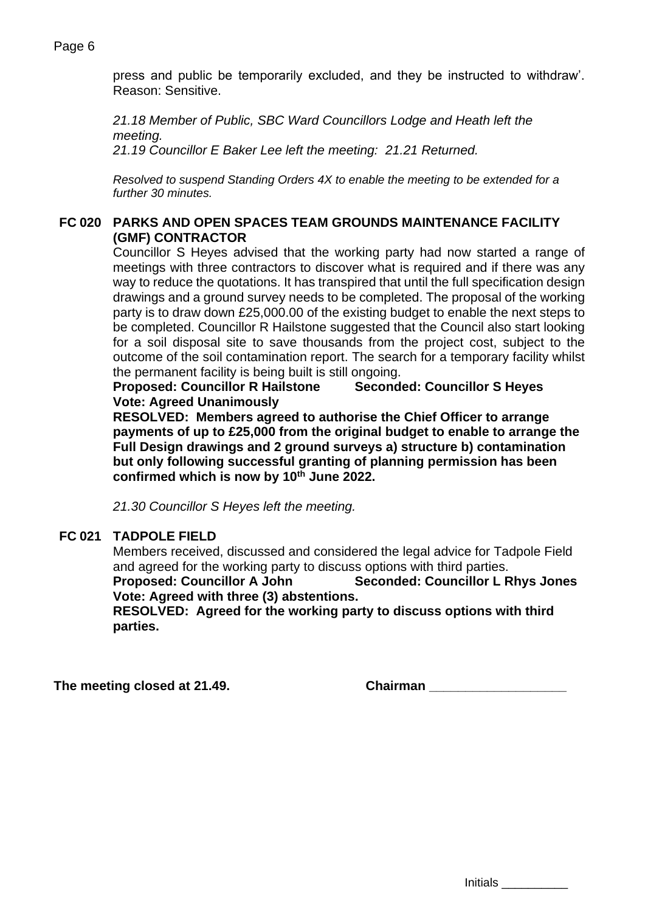press and public be temporarily excluded, and they be instructed to withdraw'. Reason: Sensitive.

*21.18 Member of Public, SBC Ward Councillors Lodge and Heath left the meeting.*
*21.19 Councillor E Baker Lee left the meeting: 21.21 Returned.*

*Resolved to suspend Standing Orders 4X to enable the meeting to be extended for a further 30 minutes.*

**FC 020 PARKS AND OPEN SPACES TEAM GROUNDS MAINTENANCE FACILITY (GMF) CONTRACTOR**

Councillor S Heyes advised that the working party had now started a range of meetings with three contractors to discover what is required and if there was any way to reduce the quotations. It has transpired that until the full specification design drawings and a ground survey needs to be completed. The proposal of the working party is to draw down £25,000.00 of the existing budget to enable the next steps to be completed. Councillor R Hailstone suggested that the Council also start looking for a soil disposal site to save thousands from the project cost, subject to the outcome of the soil contamination report. The search for a temporary facility whilst the permanent facility is being built is still ongoing.

**Proposed: Councillor R Hailstone Seconded: Councillor S Heyes**
**Vote: Agreed Unanimously**
**RESOLVED: Members agreed to authorise the Chief Officer to arrange payments of up to £25,000 from the original budget to enable to arrange the Full Design drawings and 2 ground surveys a) structure b) contamination but only following successful granting of planning permission has been confirmed which is now by 10th June 2022.**

*21.30 Councillor S Heyes left the meeting.*

**FC 021 TADPOLE FIELD**

Members received, discussed and considered the legal advice for Tadpole Field and agreed for the working party to discuss options with third parties.
**Proposed: Councillor A John Seconded: Councillor L Rhys Jones**
**Vote: Agreed with three (3) abstentions.**
**RESOLVED: Agreed for the working party to discuss options with third parties.**

**The meeting closed at 21.49. Chairman \_\_\_\_\_\_\_\_\_\_\_\_\_\_\_\_\_\_\_**

Initials \_\_\_\_\_\_\_\_\_\_